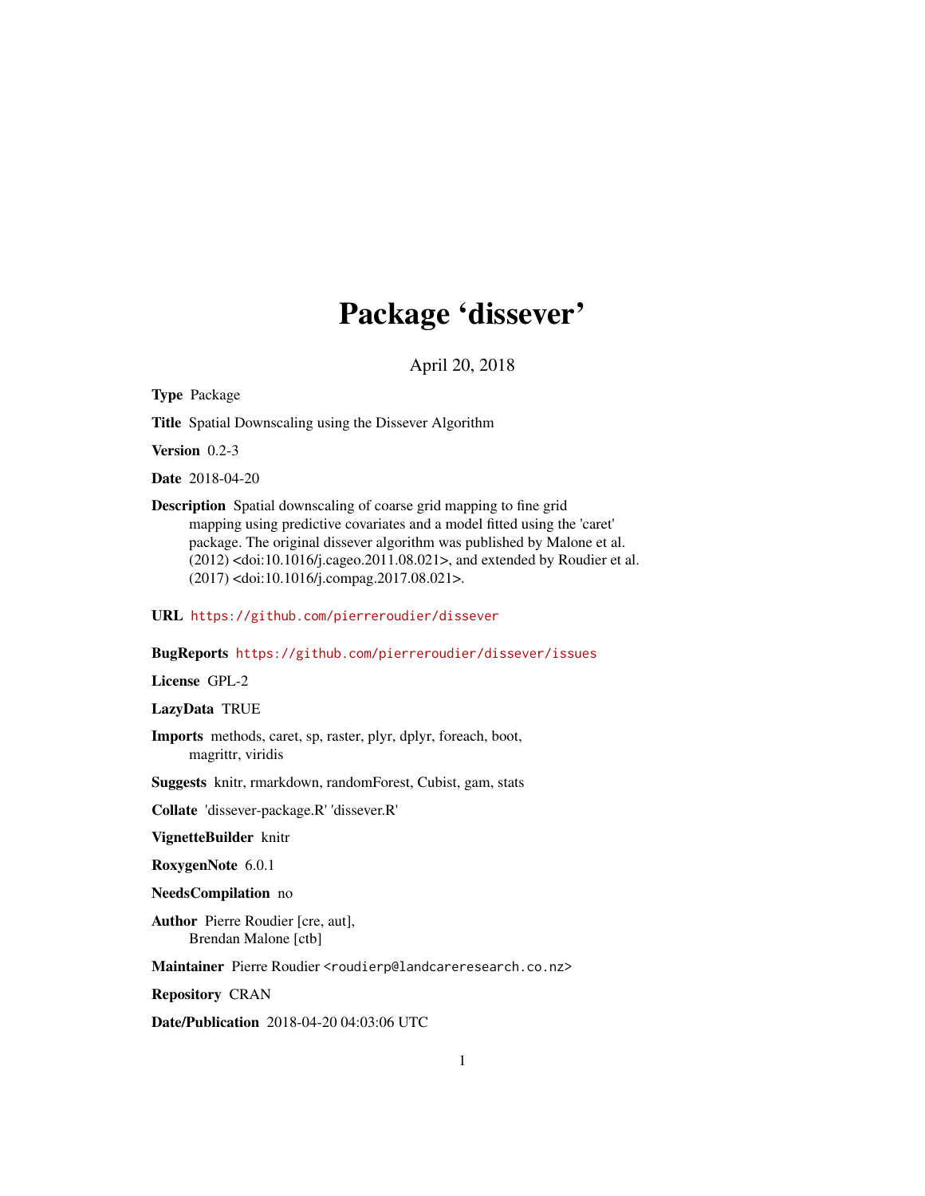# Package 'dissever'

April 20, 2018

**Type** Package

**Title** Spatial Downscaling using the Dissever Algorithm

**Version** 0.2-3

**Date** 2018-04-20

**Description** Spatial downscaling of coarse grid mapping to fine grid mapping using predictive covariates and a model fitted using the 'caret' package. The original dissever algorithm was published by Malone et al. (2012) <doi:10.1016/j.cageo.2011.08.021>, and extended by Roudier et al. (2017) <doi:10.1016/j.compag.2017.08.021>.

**URL** https://github.com/pierreroudier/dissever

**BugReports** https://github.com/pierreroudier/dissever/issues

**License** GPL-2

**LazyData** TRUE

**Imports** methods, caret, sp, raster, plyr, dplyr, foreach, boot, magrittr, viridis

**Suggests** knitr, rmarkdown, randomForest, Cubist, gam, stats

**Collate** 'dissever-package.R' 'dissever.R'

**VignetteBuilder** knitr

**RoxygenNote** 6.0.1

**NeedsCompilation** no

**Author** Pierre Roudier [cre, aut], Brendan Malone [ctb]

**Maintainer** Pierre Roudier <roudierp@landcareresearch.co.nz>

**Repository** CRAN

**Date/Publication** 2018-04-20 04:03:06 UTC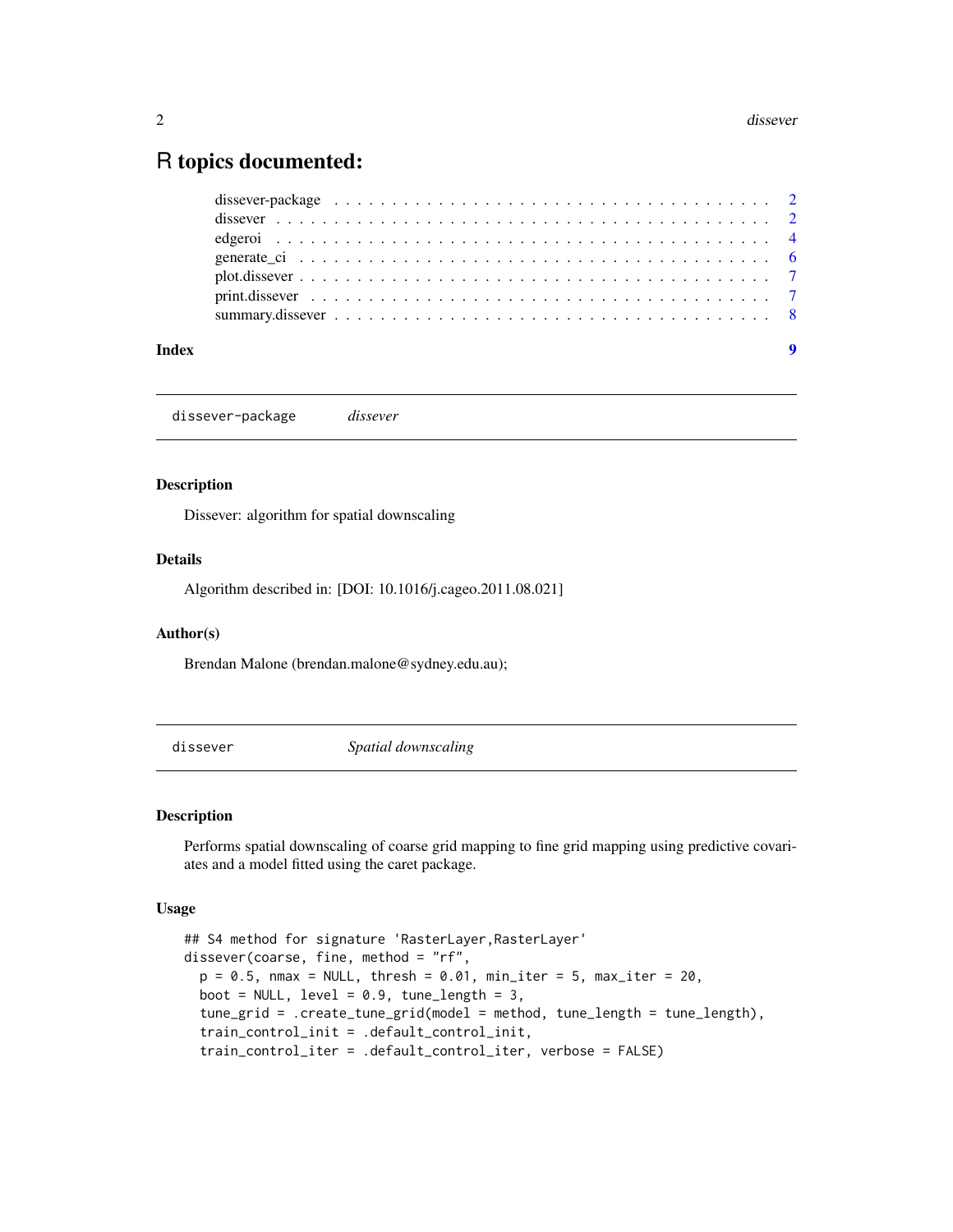# R topics documented:

| | |
|---|---|
| dissever-package | 2 |
| dissever | 2 |
| edgeroi | 4 |
| generate_ci | 6 |
| plot.dissever | 7 |
| print.dissever | 7 |
| summary.dissever | 8 |
| **Index** | **9** |

---

## dissever-package — *dissever*

### Description

Dissever: algorithm for spatial downscaling

### Details

Algorithm described in: [DOI: 10.1016/j.cageo.2011.08.021]

### Author(s)

Brendan Malone (brendan.malone@sydney.edu.au);

---

## dissever — *Spatial downscaling*

### Description

Performs spatial downscaling of coarse grid mapping to fine grid mapping using predictive covariates and a model fitted using the caret package.

### Usage

```
## S4 method for signature 'RasterLayer,RasterLayer'
dissever(coarse, fine, method = "rf",
  p = 0.5, nmax = NULL, thresh = 0.01, min_iter = 5, max_iter = 20,
  boot = NULL, level = 0.9, tune_length = 3,
  tune_grid = .create_tune_grid(model = method, tune_length = tune_length),
  train_control_init = .default_control_init,
  train_control_iter = .default_control_iter, verbose = FALSE)
```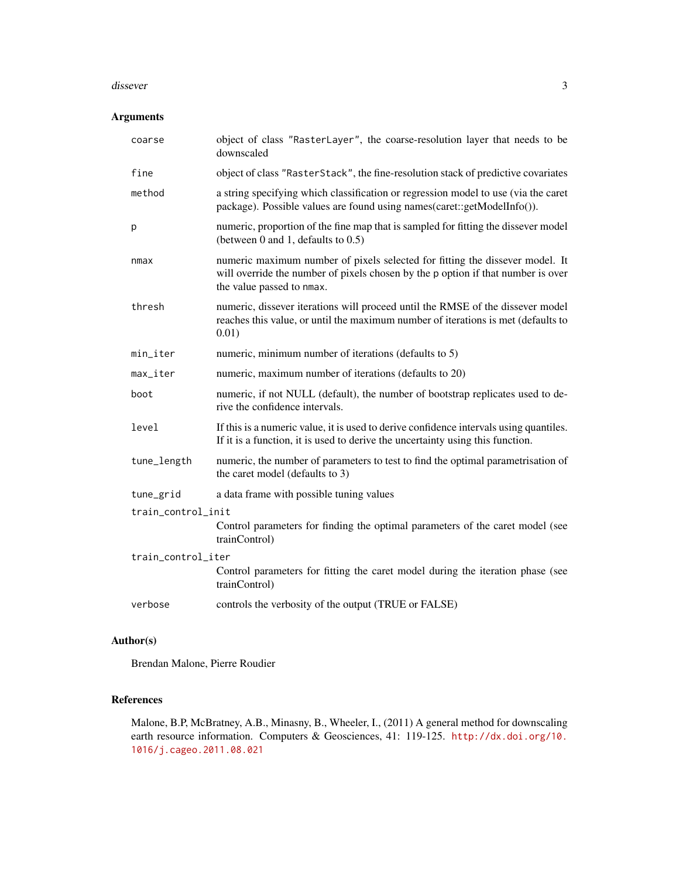## Arguments

| | |
|---|---|
| `coarse` | object of class `"RasterLayer"`, the coarse-resolution layer that needs to be downscaled |
| `fine` | object of class `"RasterStack"`, the fine-resolution stack of predictive covariates |
| `method` | a string specifying which classification or regression model to use (via the caret package). Possible values are found using names(caret::getModelInfo()). |
| `p` | numeric, proportion of the fine map that is sampled for fitting the dissever model (between 0 and 1, defaults to 0.5) |
| `nmax` | numeric maximum number of pixels selected for fitting the dissever model. It will override the number of pixels chosen by the `p` option if that number is over the value passed to `nmax`. |
| `thresh` | numeric, dissever iterations will proceed until the RMSE of the dissever model reaches this value, or until the maximum number of iterations is met (defaults to 0.01) |
| `min_iter` | numeric, minimum number of iterations (defaults to 5) |
| `max_iter` | numeric, maximum number of iterations (defaults to 20) |
| `boot` | numeric, if not NULL (default), the number of bootstrap replicates used to derive the confidence intervals. |
| `level` | If this is a numeric value, it is used to derive confidence intervals using quantiles. If it is a function, it is used to derive the uncertainty using this function. |
| `tune_length` | numeric, the number of parameters to test to find the optimal parametrisation of the caret model (defaults to 3) |
| `tune_grid` | a data frame with possible tuning values |
| `train_control_init` | Control parameters for finding the optimal parameters of the caret model (see trainControl) |
| `train_control_iter` | Control parameters for fitting the caret model during the iteration phase (see trainControl) |
| `verbose` | controls the verbosity of the output (TRUE or FALSE) |

## Author(s)

Brendan Malone, Pierre Roudier

## References

Malone, B.P, McBratney, A.B., Minasny, B., Wheeler, I., (2011) A general method for downscaling earth resource information. Computers & Geosciences, 41: 119-125. http://dx.doi.org/10.1016/j.cageo.2011.08.021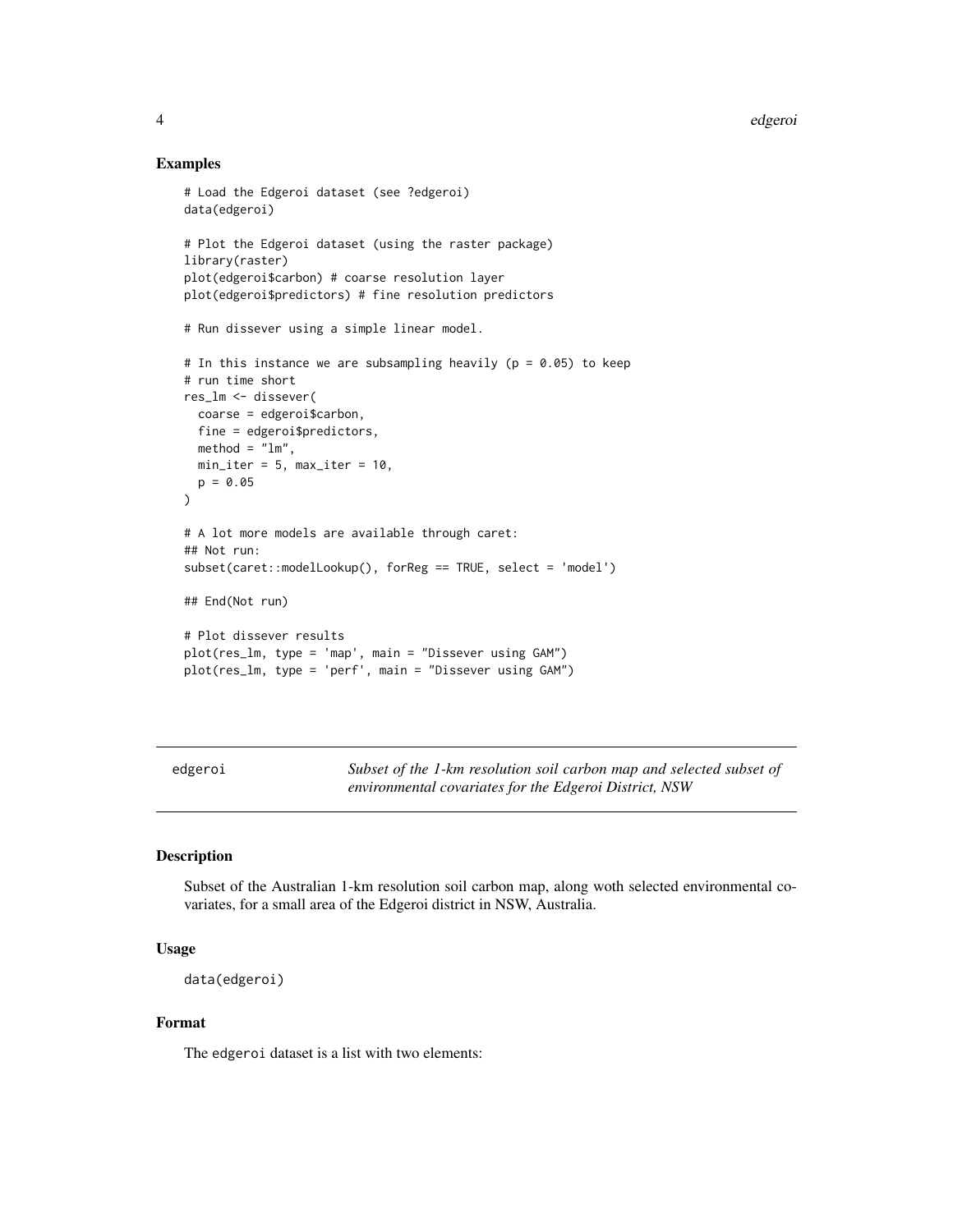### Examples

```
# Load the Edgeroi dataset (see ?edgeroi)
data(edgeroi)

# Plot the Edgeroi dataset (using the raster package)
library(raster)
plot(edgeroi$carbon) # coarse resolution layer
plot(edgeroi$predictors) # fine resolution predictors

# Run dissever using a simple linear model.

# In this instance we are subsampling heavily (p = 0.05) to keep
# run time short
res_lm <- dissever(
  coarse = edgeroi$carbon,
  fine = edgeroi$predictors,
  method = "lm",
  min_iter = 5, max_iter = 10,
  p = 0.05
)

# A lot more models are available through caret:
## Not run:
subset(caret::modelLookup(), forReg == TRUE, select = 'model')

## End(Not run)

# Plot dissever results
plot(res_lm, type = 'map', main = "Dissever using GAM")
plot(res_lm, type = 'perf', main = "Dissever using GAM")
```

---

## edgeroi — *Subset of the 1-km resolution soil carbon map and selected subset of environmental covariates for the Edgeroi District, NSW*

---

### Description

Subset of the Australian 1-km resolution soil carbon map, along woth selected environmental covariates, for a small area of the Edgeroi district in NSW, Australia.

### Usage

```
data(edgeroi)
```

### Format

The `edgeroi` dataset is a list with two elements: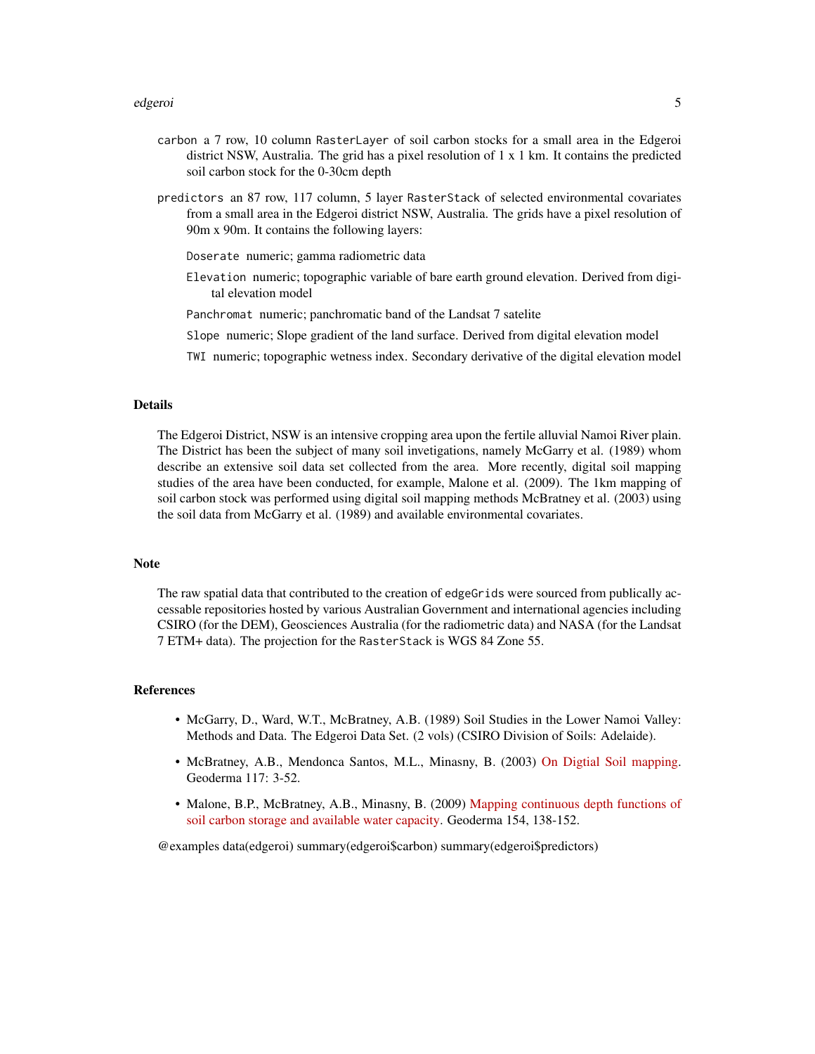carbon a 7 row, 10 column RasterLayer of soil carbon stocks for a small area in the Edgeroi district NSW, Australia. The grid has a pixel resolution of 1 x 1 km. It contains the predicted soil carbon stock for the 0-30cm depth

predictors an 87 row, 117 column, 5 layer RasterStack of selected environmental covariates from a small area in the Edgeroi district NSW, Australia. The grids have a pixel resolution of 90m x 90m. It contains the following layers:

- Doserate numeric; gamma radiometric data
- Elevation numeric; topographic variable of bare earth ground elevation. Derived from digital elevation model
- Panchromat numeric; panchromatic band of the Landsat 7 satelite
- Slope numeric; Slope gradient of the land surface. Derived from digital elevation model
- TWI numeric; topographic wetness index. Secondary derivative of the digital elevation model

## Details

The Edgeroi District, NSW is an intensive cropping area upon the fertile alluvial Namoi River plain. The District has been the subject of many soil invetigations, namely McGarry et al. (1989) whom describe an extensive soil data set collected from the area. More recently, digital soil mapping studies of the area have been conducted, for example, Malone et al. (2009). The 1km mapping of soil carbon stock was performed using digital soil mapping methods McBratney et al. (2003) using the soil data from McGarry et al. (1989) and available environmental covariates.

## Note

The raw spatial data that contributed to the creation of edgeGrids were sourced from publically accessable repositories hosted by various Australian Government and international agencies including CSIRO (for the DEM), Geosciences Australia (for the radiometric data) and NASA (for the Landsat 7 ETM+ data). The projection for the RasterStack is WGS 84 Zone 55.

## References

- McGarry, D., Ward, W.T., McBratney, A.B. (1989) Soil Studies in the Lower Namoi Valley: Methods and Data. The Edgeroi Data Set. (2 vols) (CSIRO Division of Soils: Adelaide).
- McBratney, A.B., Mendonca Santos, M.L., Minasny, B. (2003) On Digtial Soil mapping. Geoderma 117: 3-52.
- Malone, B.P., McBratney, A.B., Minasny, B. (2009) Mapping continuous depth functions of soil carbon storage and available water capacity. Geoderma 154, 138-152.

@examples data(edgeroi) summary(edgeroi$carbon) summary(edgeroi$predictors)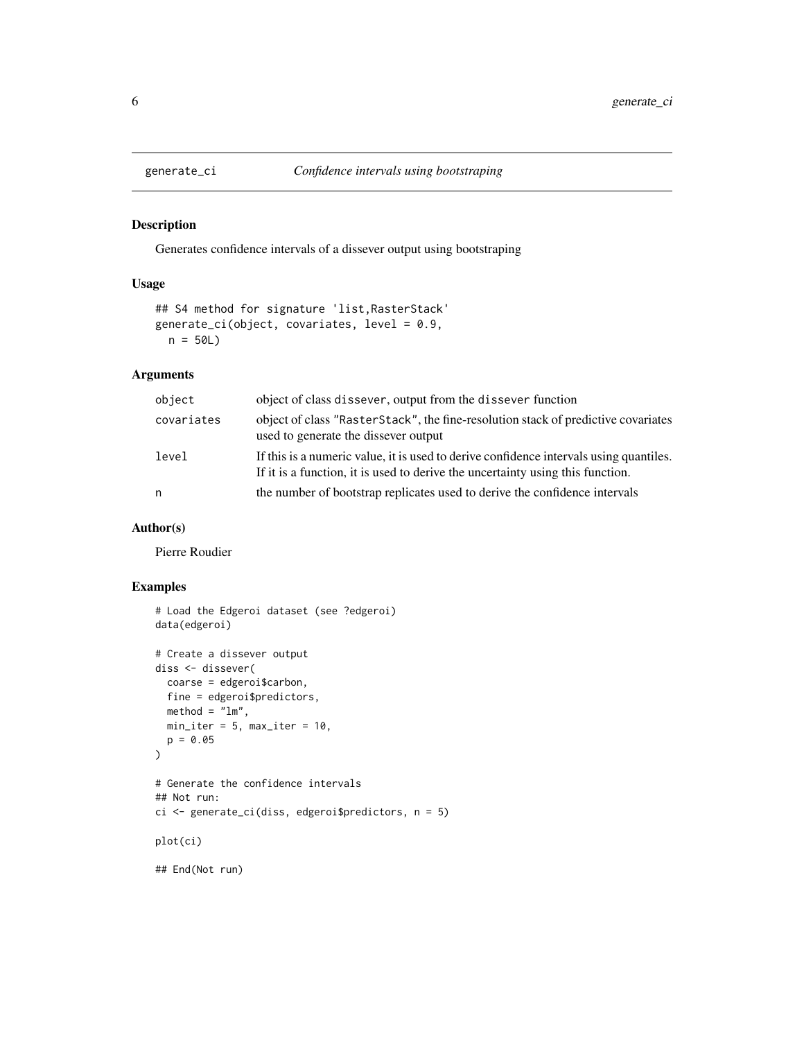## generate_ci — *Confidence intervals using bootstraping*

### Description

Generates confidence intervals of a dissever output using bootstraping

### Usage

```
## S4 method for signature 'list,RasterStack'
generate_ci(object, covariates, level = 0.9,
  n = 50L)
```

### Arguments

| | |
|---|---|
| object | object of class dissever, output from the dissever function |
| covariates | object of class "RasterStack", the fine-resolution stack of predictive covariates used to generate the dissever output |
| level | If this is a numeric value, it is used to derive confidence intervals using quantiles. If it is a function, it is used to derive the uncertainty using this function. |
| n | the number of bootstrap replicates used to derive the confidence intervals |

### Author(s)

Pierre Roudier

### Examples

```
# Load the Edgeroi dataset (see ?edgeroi)
data(edgeroi)

# Create a dissever output
diss <- dissever(
  coarse = edgeroi$carbon,
  fine = edgeroi$predictors,
  method = "lm",
  min_iter = 5, max_iter = 10,
  p = 0.05
)

# Generate the confidence intervals
## Not run:
ci <- generate_ci(diss, edgeroi$predictors, n = 5)

plot(ci)

## End(Not run)
```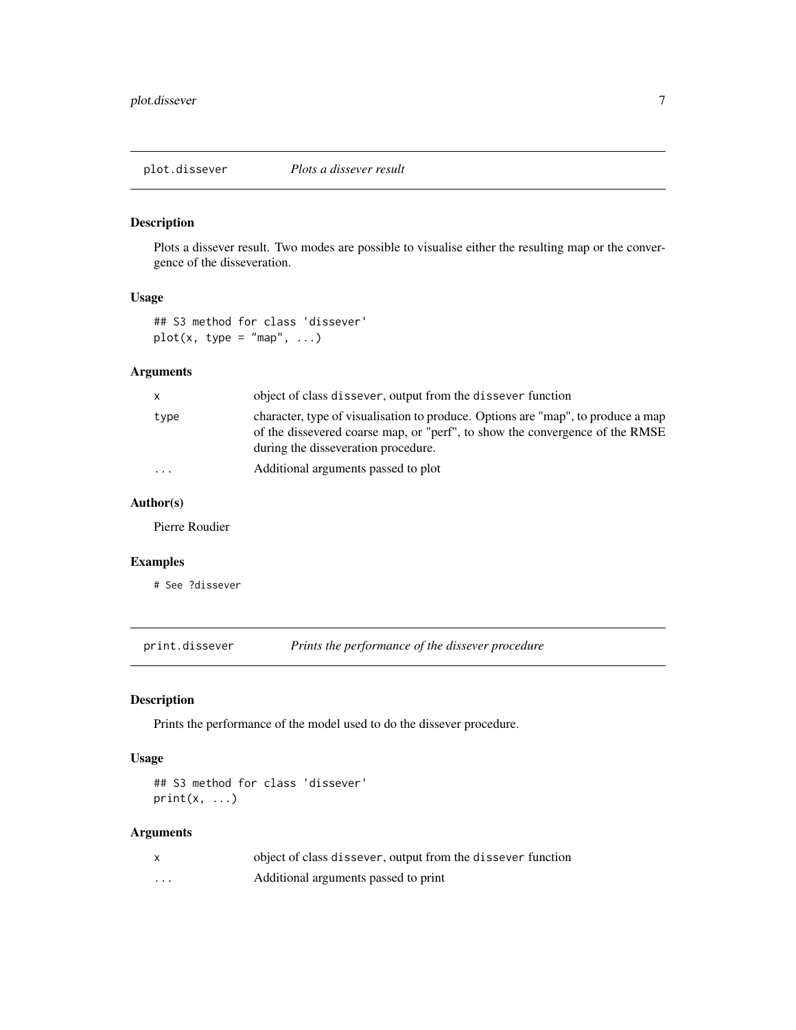## plot.dissever *Plots a dissever result*

### Description

Plots a dissever result. Two modes are possible to visualise either the resulting map or the convergence of the disseveration.

### Usage

```
## S3 method for class 'dissever'
plot(x, type = "map", ...)
```

### Arguments

| | |
|---|---|
| x | object of class `dissever`, output from the `dissever` function |
| type | character, type of visualisation to produce. Options are "map", to produce a map of the dissevered coarse map, or "perf", to show the convergence of the RMSE during the disseveration procedure. |
| ... | Additional arguments passed to plot |

### Author(s)

Pierre Roudier

### Examples

```
# See ?dissever
```

## print.dissever *Prints the performance of the dissever procedure*

### Description

Prints the performance of the model used to do the dissever procedure.

### Usage

```
## S3 method for class 'dissever'
print(x, ...)
```

### Arguments

| | |
|---|---|
| x | object of class `dissever`, output from the `dissever` function |
| ... | Additional arguments passed to print |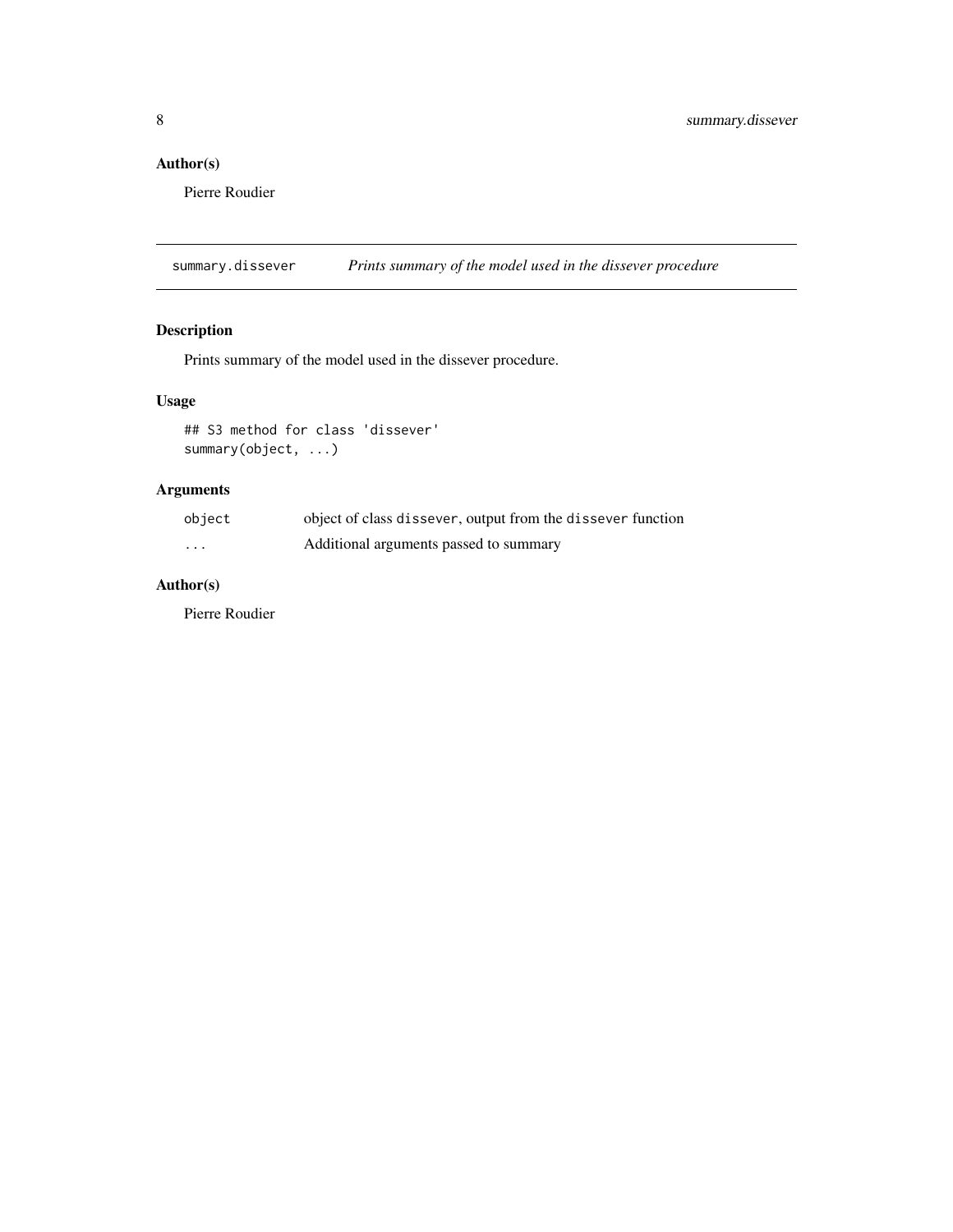### Author(s)

Pierre Roudier

---

## summary.dissever — *Prints summary of the model used in the dissever procedure*

### Description

Prints summary of the model used in the dissever procedure.

### Usage

```
## S3 method for class 'dissever'
summary(object, ...)
```

### Arguments

| | |
|---|---|
| `object` | object of class `dissever`, output from the `dissever` function |
| `...` | Additional arguments passed to summary |

### Author(s)

Pierre Roudier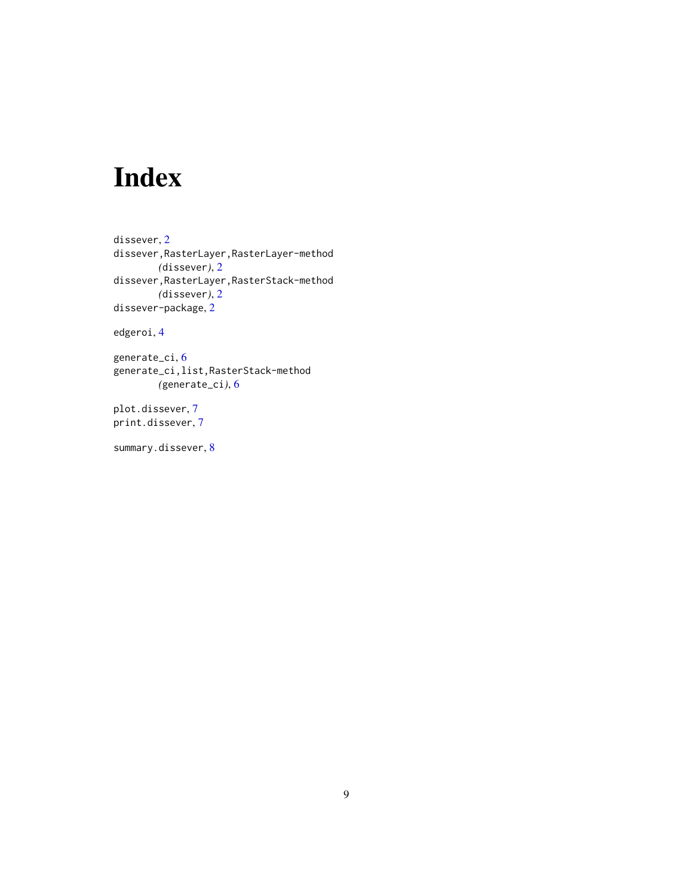# Index

dissever, 2
dissever,RasterLayer,RasterLayer-method (dissever), 2
dissever,RasterLayer,RasterStack-method (dissever), 2
dissever-package, 2

edgeroi, 4

generate_ci, 6
generate_ci,list,RasterStack-method (generate_ci), 6

plot.dissever, 7
print.dissever, 7

summary.dissever, 8